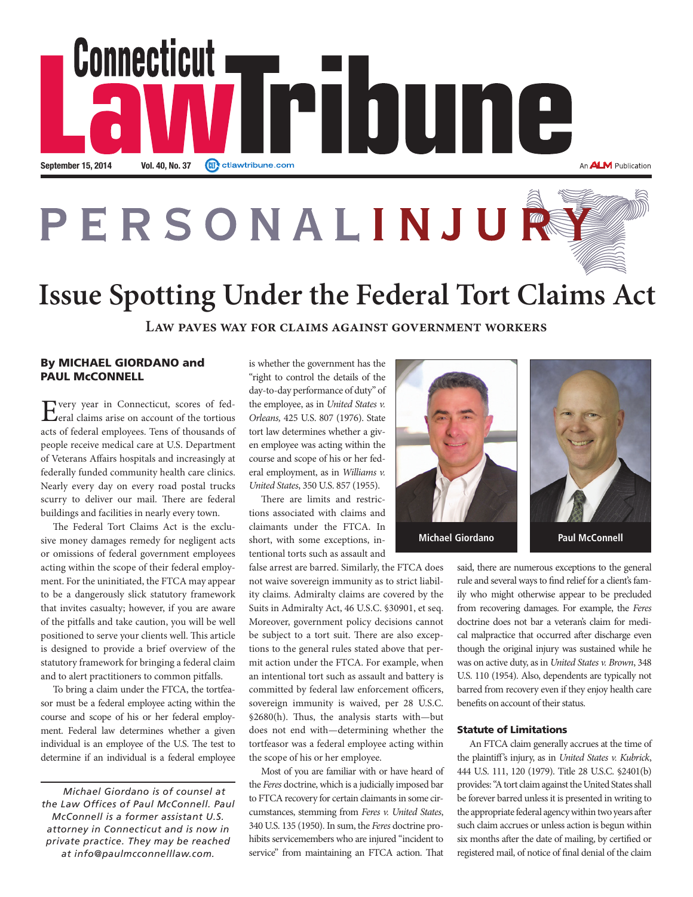# Connecticut Law Tribune

September 15, 2014 Vol. 40, No. 37 ctlawtribune.com

An ALM Publication

## PERSONAL INJURY

# Issue Spotting Under the Federal Tort Claims Act

### Law paves way for claims against government workers

**By MICHAEL GIORDANO and PAUL McCONNELL**

Every year in Connecticut, scores of federal claims arise on account of the tortious acts of federal employees. Tens of thousands of people receive medical care at U.S. Department of Veterans Affairs hospitals and increasingly at federally funded community health care clinics. Nearly every day on every road postal trucks scurry to deliver our mail. There are federal buildings and facilities in nearly every town.

The Federal Tort Claims Act is the exclusive money damages remedy for negligent acts or omissions of federal government employees acting within the scope of their federal employment. For the uninitiated, the FTCA may appear to be a dangerously slick statutory framework that invites casualty; however, if you are aware of the pitfalls and take caution, you will be well positioned to serve your clients well. This article is designed to provide a brief overview of the statutory framework for bringing a federal claim and to alert practitioners to common pitfalls.

To bring a claim under the FTCA, the tortfeasor must be a federal employee acting within the course and scope of his or her federal employment. Federal law determines whether a given individual is an employee of the U.S. The test to determine if an individual is a federal employee is whether the government has the "right to control the details of the day-to-day performance of duty" of the employee, as in *United States v. Orleans,* 425 U.S. 807 (1976). State tort law determines whether a given employee was acting within the course and scope of his or her federal employment, as in *Williams v. United States*, 350 U.S. 857 (1955).

There are limits and restrictions associated with claims and claimants under the FTCA. In short, with some exceptions, intentional torts such as assault and false arrest are barred. Similarly, the FTCA does not waive sovereign immunity as to strict liability claims. Admiralty claims are covered by the Suits in Admiralty Act, 46 U.S.C. §30901, et seq. Moreover, government policy decisions cannot be subject to a tort suit. There are also exceptions to the general rules stated above that permit action under the FTCA. For example, when an intentional tort such as assault and battery is committed by federal law enforcement officers, sovereign immunity is waived, per 28 U.S.C. §2680(h). Thus, the analysis starts with—but does not end with—determining whether the tortfeasor was a federal employee acting within the scope of his or her employment.

Most of you are familiar with or have heard of the *Feres* doctrine, which is a judicially imposed bar to FTCA recovery for certain claimants in some circumstances, stemming from *Feres v. United States*, 340 U.S. 135 (1950). In sum, the *Feres* doctrine prohibits servicemembers who are injured "incident to service" from maintaining an FTCA action. That said, there are numerous exceptions to the general rule and several ways to find relief for a client's family who might otherwise appear to be precluded from recovering damages. For example, the *Feres* doctrine does not bar a veteran's claim for medical malpractice that occurred after discharge even though the original injury was sustained while he was on active duty, as in *United States v. Brown*, 348 U.S. 110 (1954). Also, dependents are typically not barred from recovery even if they enjoy health care benefits on account of their status.

Michael Giordano | Paul McConnell

#### Statute of Limitations

An FTCA claim generally accrues at the time of the plaintiff's injury, as in *United States v. Kubrick*, 444 U.S. 111, 120 (1979). Title 28 U.S.C. §2401(b) provides: "A tort claim against the United States shall be forever barred unless it is presented in writing to the appropriate federal agency within two years after such claim accrues or unless action is begun within six months after the date of mailing, by certified or registered mail, of notice of final denial of the claim

*Michael Giordano is of counsel at the Law Offices of Paul McConnell. Paul McConnell is a former assistant U.S. attorney in Connecticut and is now in private practice. They may be reached at info@paulmcconnelllaw.com.*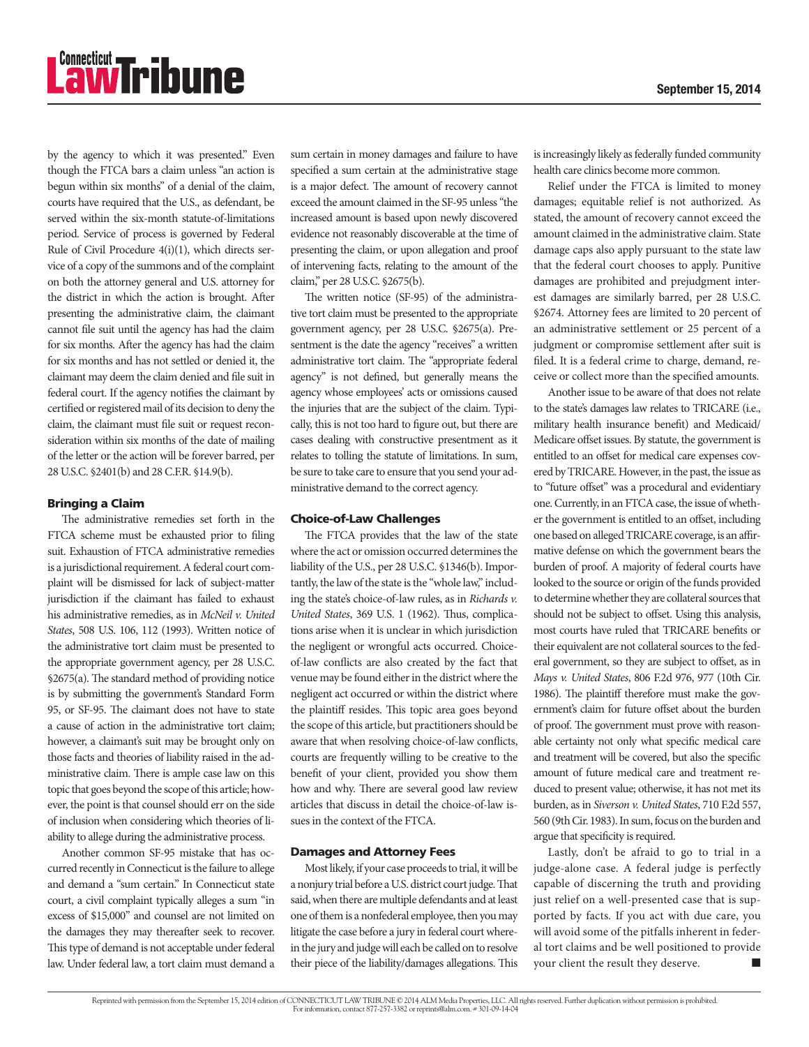by the agency to which it was presented." Even though the FTCA bars a claim unless "an action is begun within six months" of a denial of the claim, courts have required that the U.S., as defendant, be served within the six-month statute-of-limitations period. Service of process is governed by Federal Rule of Civil Procedure 4(i)(1), which directs service of a copy of the summons and of the complaint on both the attorney general and U.S. attorney for the district in which the action is brought. After presenting the administrative claim, the claimant cannot file suit until the agency has had the claim for six months. After the agency has had the claim for six months and has not settled or denied it, the claimant may deem the claim denied and file suit in federal court. If the agency notifies the claimant by certified or registered mail of its decision to deny the claim, the claimant must file suit or request reconsideration within six months of the date of mailing of the letter or the action will be forever barred, per 28 U.S.C. §2401(b) and 28 C.F.R. §14.9(b).

#### Bringing a Claim

The administrative remedies set forth in the FTCA scheme must be exhausted prior to filing suit. Exhaustion of FTCA administrative remedies is a jurisdictional requirement. A federal court complaint will be dismissed for lack of subject-matter jurisdiction if the claimant has failed to exhaust his administrative remedies, as in *McNeil v. United States*, 508 U.S. 106, 112 (1993). Written notice of the administrative tort claim must be presented to the appropriate government agency, per 28 U.S.C. §2675(a). The standard method of providing notice is by submitting the government's Standard Form 95, or SF-95. The claimant does not have to state a cause of action in the administrative tort claim; however, a claimant's suit may be brought only on those facts and theories of liability raised in the administrative claim. There is ample case law on this topic that goes beyond the scope of this article; however, the point is that counsel should err on the side of inclusion when considering which theories of liability to allege during the administrative process.

Another common SF-95 mistake that has occurred recently in Connecticut is the failure to allege and demand a "sum certain." In Connecticut state court, a civil complaint typically alleges a sum "in excess of $15,000" and counsel are not limited on the damages they may thereafter seek to recover. This type of demand is not acceptable under federal law. Under federal law, a tort claim must demand a sum certain in money damages and failure to have specified a sum certain at the administrative stage is a major defect. The amount of recovery cannot exceed the amount claimed in the SF-95 unless "the increased amount is based upon newly discovered evidence not reasonably discoverable at the time of presenting the claim, or upon allegation and proof of intervening facts, relating to the amount of the claim," per 28 U.S.C. §2675(b).

The written notice (SF-95) of the administrative tort claim must be presented to the appropriate government agency, per 28 U.S.C. §2675(a). Presentment is the date the agency "receives" a written administrative tort claim. The "appropriate federal agency" is not defined, but generally means the agency whose employees' acts or omissions caused the injuries that are the subject of the claim. Typically, this is not too hard to figure out, but there are cases dealing with constructive presentment as it relates to tolling the statute of limitations. In sum, be sure to take care to ensure that you send your administrative demand to the correct agency.

#### Choice-of-Law Challenges

The FTCA provides that the law of the state where the act or omission occurred determines the liability of the U.S., per 28 U.S.C. §1346(b). Importantly, the law of the state is the "whole law," including the state's choice-of-law rules, as in *Richards v. United States*, 369 U.S. 1 (1962). Thus, complications arise when it is unclear in which jurisdiction the negligent or wrongful acts occurred. Choice-of-law conflicts are also created by the fact that venue may be found either in the district where the negligent act occurred or within the district where the plaintiff resides. This topic area goes beyond the scope of this article, but practitioners should be aware that when resolving choice-of-law conflicts, courts are frequently willing to be creative to the benefit of your client, provided you show them how and why. There are several good law review articles that discuss in detail the choice-of-law issues in the context of the FTCA.

#### Damages and Attorney Fees

Most likely, if your case proceeds to trial, it will be a nonjury trial before a U.S. district court judge. That said, when there are multiple defendants and at least one of them is a nonfederal employee, then you may litigate the case before a jury in federal court wherein the jury and judge will each be called on to resolve their piece of the liability/damages allegations. This is increasingly likely as federally funded community health care clinics become more common.

Relief under the FTCA is limited to money damages; equitable relief is not authorized. As stated, the amount of recovery cannot exceed the amount claimed in the administrative claim. State damage caps also apply pursuant to the state law that the federal court chooses to apply. Punitive damages are prohibited and prejudgment interest damages are similarly barred, per 28 U.S.C. §2674. Attorney fees are limited to 20 percent of an administrative settlement or 25 percent of a judgment or compromise settlement after suit is filed. It is a federal crime to charge, demand, receive or collect more than the specified amounts.

Another issue to be aware of that does not relate to the state's damages law relates to TRICARE (i.e., military health insurance benefit) and Medicaid/Medicare offset issues. By statute, the government is entitled to an offset for medical care expenses covered by TRICARE. However, in the past, the issue as to "future offset" was a procedural and evidentiary one. Currently, in an FTCA case, the issue of whether the government is entitled to an offset, including one based on alleged TRICARE coverage, is an affirmative defense on which the government bears the burden of proof. A majority of federal courts have looked to the source or origin of the funds provided to determine whether they are collateral sources that should not be subject to offset. Using this analysis, most courts have ruled that TRICARE benefits or their equivalent are not collateral sources to the federal government, so they are subject to offset, as in *Mays v. United States*, 806 F.2d 976, 977 (10th Cir. 1986). The plaintiff therefore must make the government's claim for future offset about the burden of proof. The government must prove with reasonable certainty not only what specific medical care and treatment will be covered, but also the specific amount of future medical care and treatment reduced to present value; otherwise, it has not met its burden, as in *Siverson v. United States*, 710 F.2d 557, 560 (9th Cir. 1983). In sum, focus on the burden and argue that specificity is required.

Lastly, don't be afraid to go to trial in a judge-alone case. A federal judge is perfectly capable of discerning the truth and providing just relief on a well-presented case that is supported by facts. If you act with due care, you will avoid some of the pitfalls inherent in federal tort claims and be well positioned to provide your client the result they deserve. ■

Reprinted with permission from the September 15, 2014 edition of CONNECTICUT LAW TRIBUNE © 2014 ALM Media Properties, LLC. All rights reserved. Further duplication without permission is prohibited. For information, contact 877-257-3382 or reprints@alm.com. # 301-09-14-04